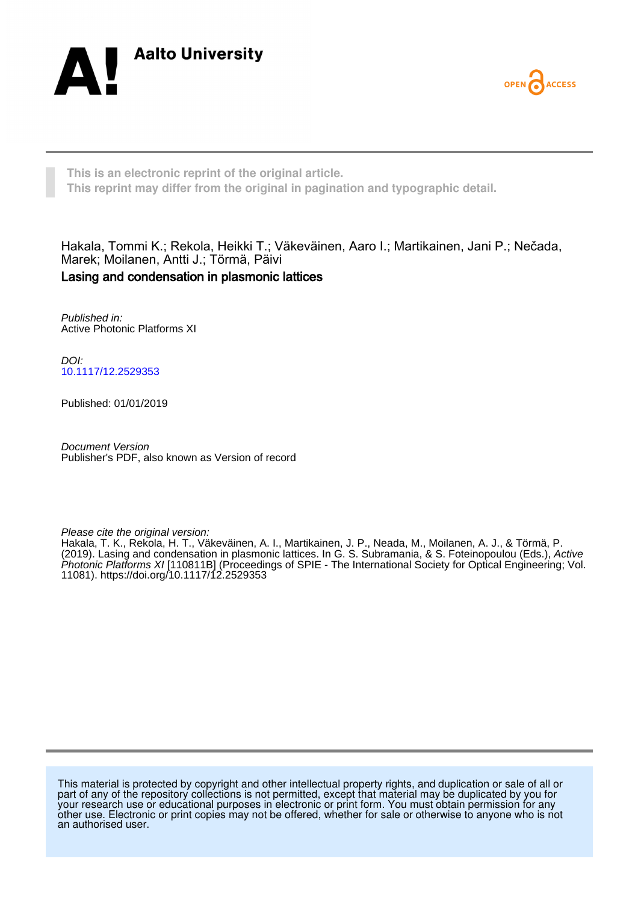Aalto University

OPEN ACCESS

This is an electronic reprint of the original article.
This reprint may differ from the original in pagination and typographic detail.

Hakala, Tommi K.; Rekola, Heikki T.; Väkeväinen, Aaro I.; Martikainen, Jani P.; Nečada, Marek; Moilanen, Antti J.; Törmä, Päivi

**Lasing and condensation in plasmonic lattices**

*Published in:*
Active Photonic Platforms XI

*DOI:*
[10.1117/12.2529353](https://doi.org/10.1117/12.2529353)

Published: 01/01/2019

*Document Version*
Publisher's PDF, also known as Version of record

*Please cite the original version:*
Hakala, T. K., Rekola, H. T., Väkeväinen, A. I., Martikainen, J. P., Neada, M., Moilanen, A. J., & Törmä, P. (2019). Lasing and condensation in plasmonic lattices. In G. S. Subramania, & S. Foteinopoulou (Eds.), *Active Photonic Platforms XI* [110811B] (Proceedings of SPIE - The International Society for Optical Engineering; Vol. 11081). https://doi.org/10.1117/12.2529353

This material is protected by copyright and other intellectual property rights, and duplication or sale of all or part of any of the repository collections is not permitted, except that material may be duplicated by you for your research use or educational purposes in electronic or print form. You must obtain permission for any other use. Electronic or print copies may not be offered, whether for sale or otherwise to anyone who is not an authorised user.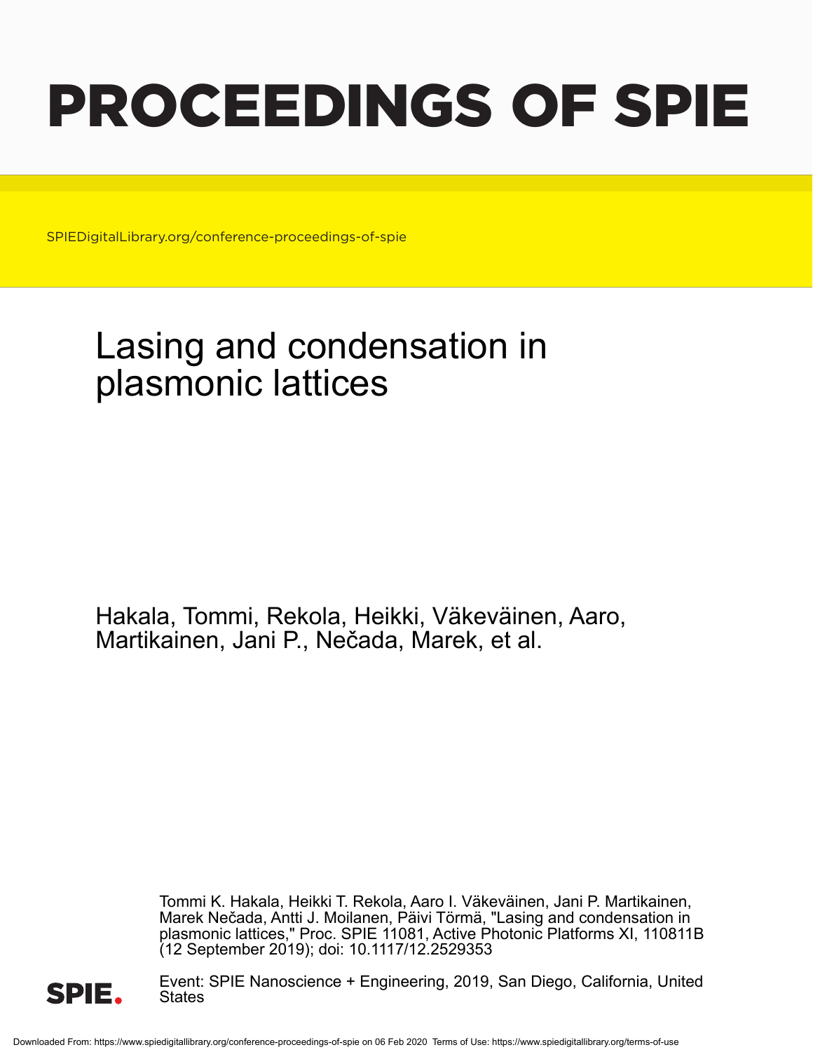# PROCEEDINGS OF SPIE

SPIEDigitalLibrary.org/conference-proceedings-of-spie

# Lasing and condensation in plasmonic lattices

Hakala, Tommi, Rekola, Heikki, Väkeväinen, Aaro, Martikainen, Jani P., Nečada, Marek, et al.

Tommi K. Hakala, Heikki T. Rekola, Aaro I. Väkeväinen, Jani P. Martikainen, Marek Nečada, Antti J. Moilanen, Päivi Törmä, "Lasing and condensation in plasmonic lattices," Proc. SPIE 11081, Active Photonic Platforms XI, 110811B (12 September 2019); doi: 10.1117/12.2529353

Event: SPIE Nanoscience + Engineering, 2019, San Diego, California, United States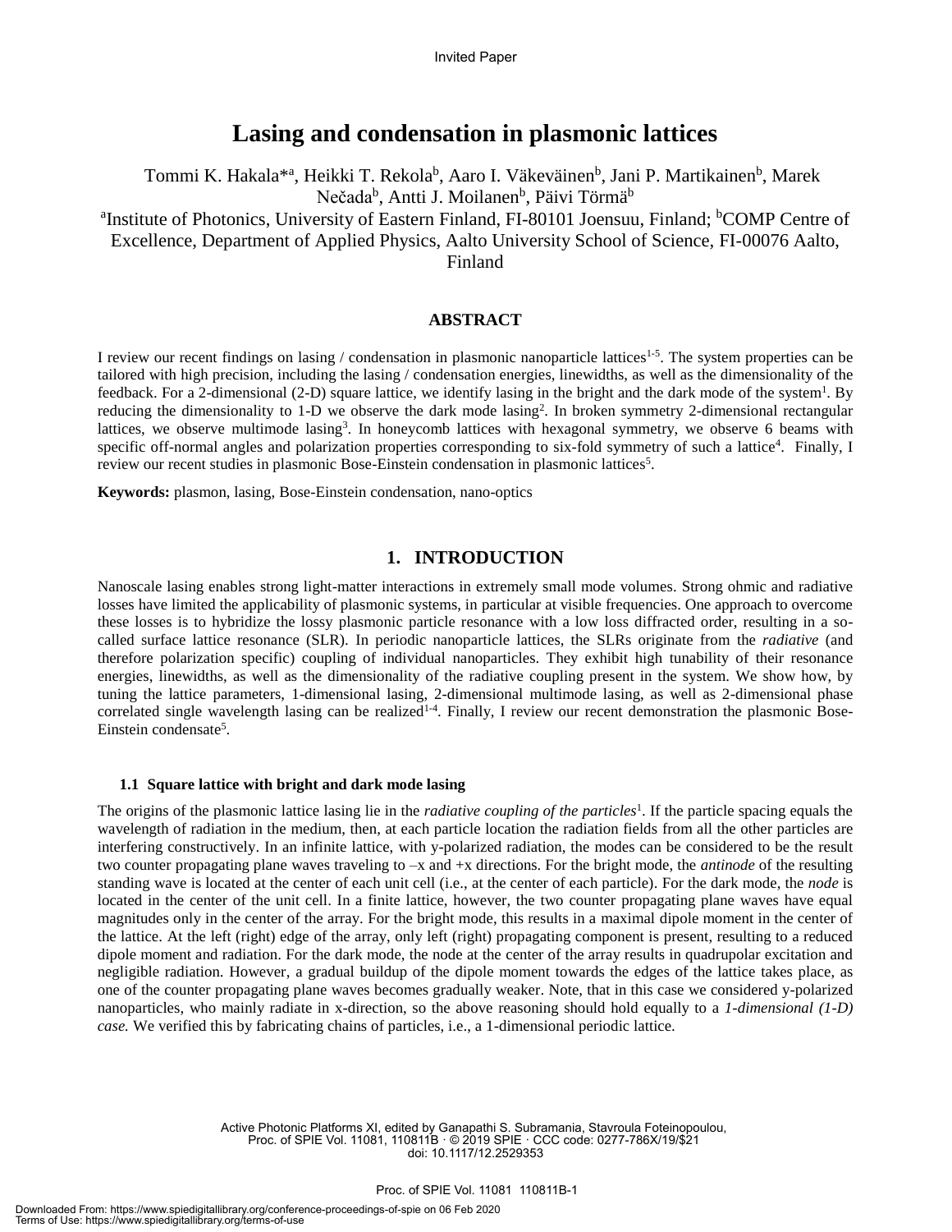Invited Paper

# Lasing and condensation in plasmonic lattices

Tommi K. Hakala*[a], Heikki T. Rekola[b], Aaro I. Väkeväinen[b], Jani P. Martikainen[b], Marek Nečada[b], Antti J. Moilanen[b], Päivi Törmä[b]

[a]Institute of Photonics, University of Eastern Finland, FI-80101 Joensuu, Finland; [b]COMP Centre of Excellence, Department of Applied Physics, Aalto University School of Science, FI-00076 Aalto, Finland

## ABSTRACT

I review our recent findings on lasing / condensation in plasmonic nanoparticle lattices[1-5]. The system properties can be tailored with high precision, including the lasing / condensation energies, linewidths, as well as the dimensionality of the feedback. For a 2-dimensional (2-D) square lattice, we identify lasing in the bright and the dark mode of the system[1]. By reducing the dimensionality to 1-D we observe the dark mode lasing[2]. In broken symmetry 2-dimensional rectangular lattices, we observe multimode lasing[3]. In honeycomb lattices with hexagonal symmetry, we observe 6 beams with specific off-normal angles and polarization properties corresponding to six-fold symmetry of such a lattice[4]. Finally, I review our recent studies in plasmonic Bose-Einstein condensation in plasmonic lattices[5].

**Keywords:** plasmon, lasing, Bose-Einstein condensation, nano-optics

## 1. INTRODUCTION

Nanoscale lasing enables strong light-matter interactions in extremely small mode volumes. Strong ohmic and radiative losses have limited the applicability of plasmonic systems, in particular at visible frequencies. One approach to overcome these losses is to hybridize the lossy plasmonic particle resonance with a low loss diffracted order, resulting in a so-called surface lattice resonance (SLR). In periodic nanoparticle lattices, the SLRs originate from the *radiative* (and therefore polarization specific) coupling of individual nanoparticles. They exhibit high tunability of their resonance energies, linewidths, as well as the dimensionality of the radiative coupling present in the system. We show how, by tuning the lattice parameters, 1-dimensional lasing, 2-dimensional multimode lasing, as well as 2-dimensional phase correlated single wavelength lasing can be realized[1-4]. Finally, I review our recent demonstration the plasmonic Bose-Einstein condensate[5].

### 1.1 Square lattice with bright and dark mode lasing

The origins of the plasmonic lattice lasing lie in the *radiative coupling of the particles*[1]. If the particle spacing equals the wavelength of radiation in the medium, then, at each particle location the radiation fields from all the other particles are interfering constructively. In an infinite lattice, with y-polarized radiation, the modes can be considered to be the result two counter propagating plane waves traveling to –x and +x directions. For the bright mode, the *antinode* of the resulting standing wave is located at the center of each unit cell (i.e., at the center of each particle). For the dark mode, the *node* is located in the center of the unit cell. In a finite lattice, however, the two counter propagating plane waves have equal magnitudes only in the center of the array. For the bright mode, this results in a maximal dipole moment in the center of the lattice. At the left (right) edge of the array, only left (right) propagating component is present, resulting to a reduced dipole moment and radiation. For the dark mode, the node at the center of the array results in quadrupolar excitation and negligible radiation. However, a gradual buildup of the dipole moment towards the edges of the lattice takes place, as one of the counter propagating plane waves becomes gradually weaker. Note, that in this case we considered y-polarized nanoparticles, who mainly radiate in x-direction, so the above reasoning should hold equally to a *1-dimensional (1-D) case.* We verified this by fabricating chains of particles, i.e., a 1-dimensional periodic lattice.

Active Photonic Platforms XI, edited by Ganapathi S. Subramania, Stavroula Foteinopoulou, Proc. of SPIE Vol. 11081, 110811B · © 2019 SPIE · CCC code: 0277-786X/19/$21 doi: 10.1117/12.2529353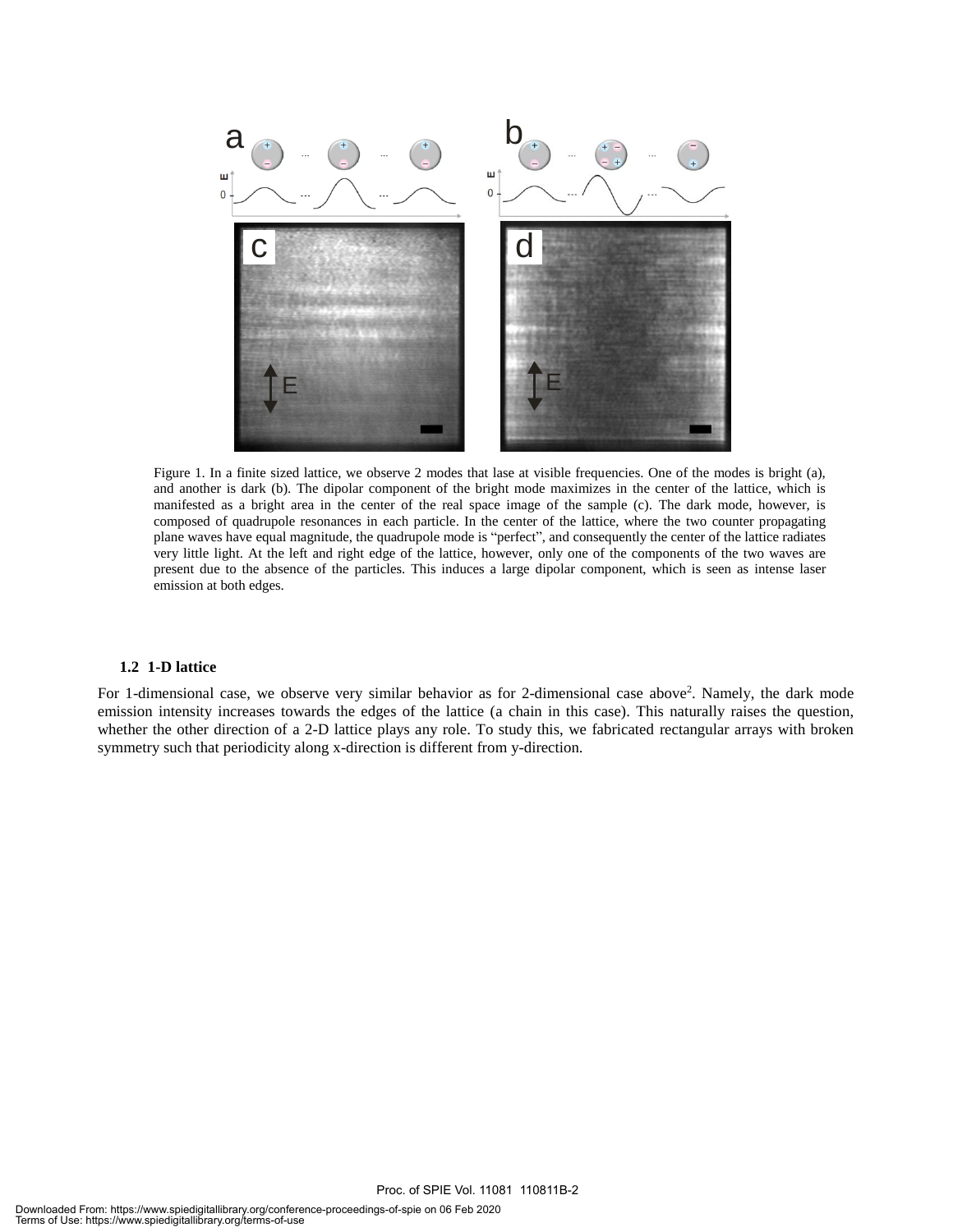Figure 1. In a finite sized lattice, we observe 2 modes that lase at visible frequencies. One of the modes is bright (a), and another is dark (b). The dipolar component of the bright mode maximizes in the center of the lattice, which is manifested as a bright area in the center of the real space image of the sample (c). The dark mode, however, is composed of quadrupole resonances in each particle. In the center of the lattice, where the two counter propagating plane waves have equal magnitude, the quadrupole mode is "perfect", and consequently the center of the lattice radiates very little light. At the left and right edge of the lattice, however, only one of the components of the two waves are present due to the absence of the particles. This induces a large dipolar component, which is seen as intense laser emission at both edges.

### 1.2 1-D lattice

For 1-dimensional case, we observe very similar behavior as for 2-dimensional case above[2]. Namely, the dark mode emission intensity increases towards the edges of the lattice (a chain in this case). This naturally raises the question, whether the other direction of a 2-D lattice plays any role. To study this, we fabricated rectangular arrays with broken symmetry such that periodicity along x-direction is different from y-direction.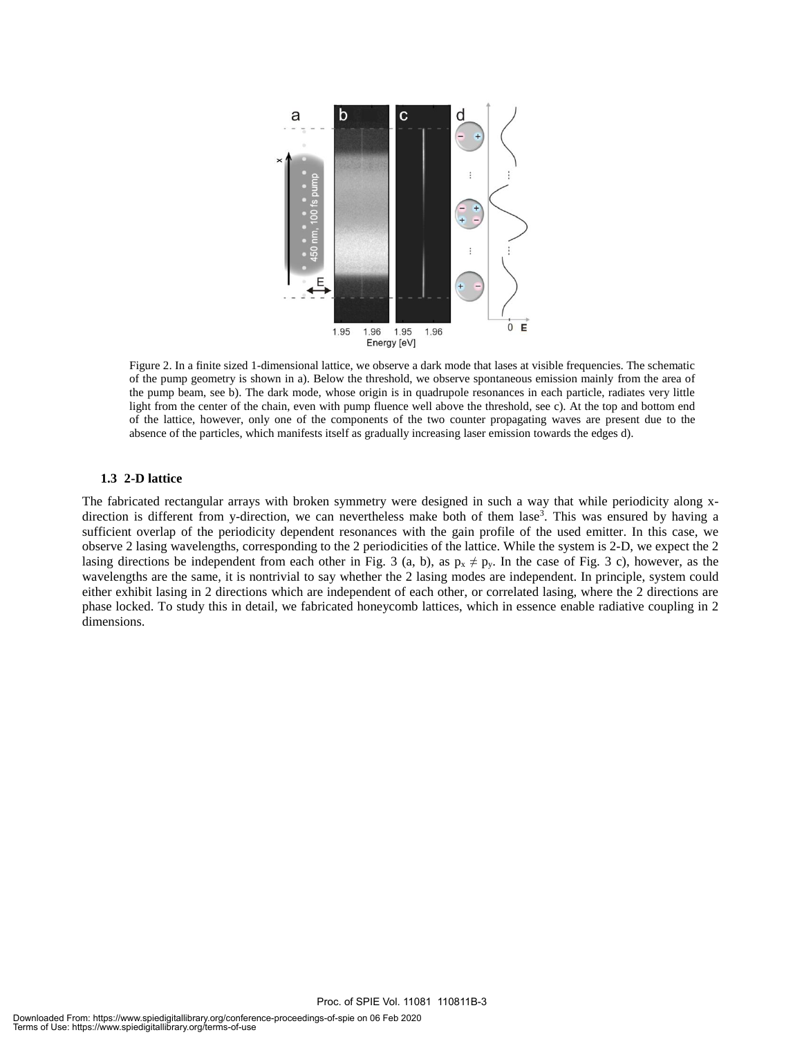Figure 2. In a finite sized 1-dimensional lattice, we observe a dark mode that lases at visible frequencies. The schematic of the pump geometry is shown in a). Below the threshold, we observe spontaneous emission mainly from the area of the pump beam, see b). The dark mode, whose origin is in quadrupole resonances in each particle, radiates very little light from the center of the chain, even with pump fluence well above the threshold, see c). At the top and bottom end of the lattice, however, only one of the components of the two counter propagating waves are present due to the absence of the particles, which manifests itself as gradually increasing laser emission towards the edges d).

### 1.3 2-D lattice

The fabricated rectangular arrays with broken symmetry were designed in such a way that while periodicity along x-direction is different from y-direction, we can nevertheless make both of them lase[3]. This was ensured by having a sufficient overlap of the periodicity dependent resonances with the gain profile of the used emitter. In this case, we observe 2 lasing wavelengths, corresponding to the 2 periodicities of the lattice. While the system is 2-D, we expect the 2 lasing directions be independent from each other in Fig. 3 (a, b), as $p_x \neq p_y$. In the case of Fig. 3 c), however, as the wavelengths are the same, it is nontrivial to say whether the 2 lasing modes are independent. In principle, system could either exhibit lasing in 2 directions which are independent of each other, or correlated lasing, where the 2 directions are phase locked. To study this in detail, we fabricated honeycomb lattices, which in essence enable radiative coupling in 2 dimensions.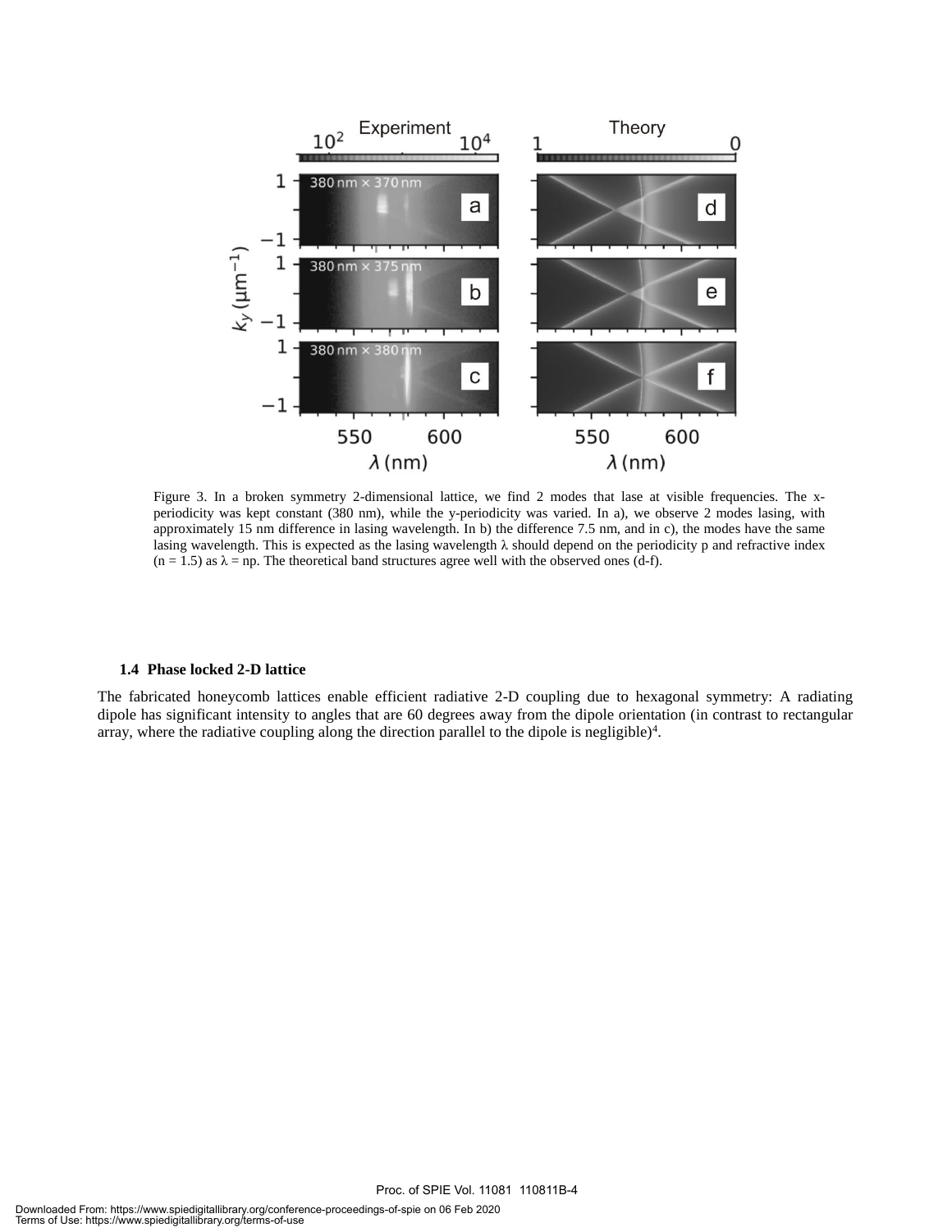Figure 3. In a broken symmetry 2-dimensional lattice, we find 2 modes that lase at visible frequencies. The x-periodicity was kept constant (380 nm), while the y-periodicity was varied. In a), we observe 2 modes lasing, with approximately 15 nm difference in lasing wavelength. In b) the difference 7.5 nm, and in c), the modes have the same lasing wavelength. This is expected as the lasing wavelength λ should depend on the periodicity p and refractive index (n = 1.5) as λ = np. The theoretical band structures agree well with the observed ones (d-f).

### 1.4 Phase locked 2-D lattice

The fabricated honeycomb lattices enable efficient radiative 2-D coupling due to hexagonal symmetry: A radiating dipole has significant intensity to angles that are 60 degrees away from the dipole orientation (in contrast to rectangular array, where the radiative coupling along the direction parallel to the dipole is negligible)[4].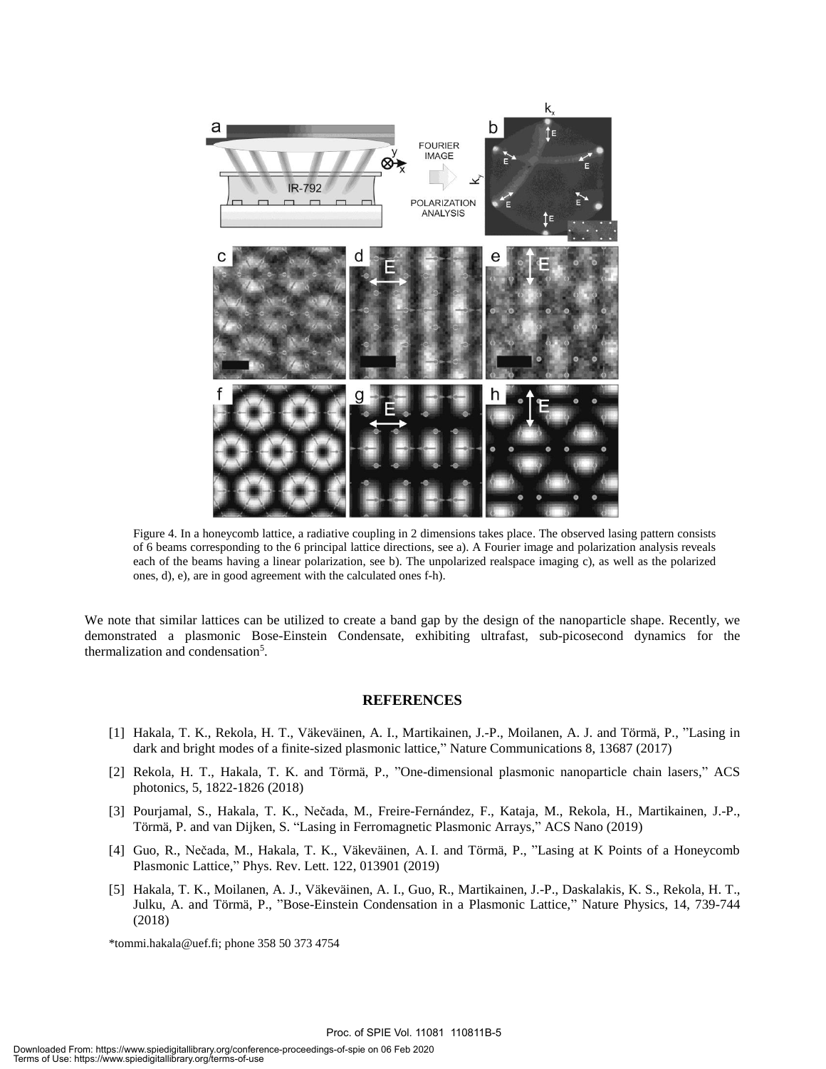Figure 4. In a honeycomb lattice, a radiative coupling in 2 dimensions takes place. The observed lasing pattern consists of 6 beams corresponding to the 6 principal lattice directions, see a). A Fourier image and polarization analysis reveals each of the beams having a linear polarization, see b). The unpolarized realspace imaging c), as well as the polarized ones, d), e), are in good agreement with the calculated ones f-h).

We note that similar lattices can be utilized to create a band gap by the design of the nanoparticle shape. Recently, we demonstrated a plasmonic Bose-Einstein Condensate, exhibiting ultrafast, sub-picosecond dynamics for the thermalization and condensation[5].

## REFERENCES

[1] Hakala, T. K., Rekola, H. T., Väkeväinen, A. I., Martikainen, J.-P., Moilanen, A. J. and Törmä, P., "Lasing in dark and bright modes of a finite-sized plasmonic lattice," Nature Communications 8, 13687 (2017)

[2] Rekola, H. T., Hakala, T. K. and Törmä, P., "One-dimensional plasmonic nanoparticle chain lasers," ACS photonics, 5, 1822-1826 (2018)

[3] Pourjamal, S., Hakala, T. K., Nečada, M., Freire-Fernández, F., Kataja, M., Rekola, H., Martikainen, J.-P., Törmä, P. and van Dijken, S. "Lasing in Ferromagnetic Plasmonic Arrays," ACS Nano (2019)

[4] Guo, R., Nečada, M., Hakala, T. K., Väkeväinen, A. I. and Törmä, P., "Lasing at K Points of a Honeycomb Plasmonic Lattice," Phys. Rev. Lett. 122, 013901 (2019)

[5] Hakala, T. K., Moilanen, A. J., Väkeväinen, A. I., Guo, R., Martikainen, J.-P., Daskalakis, K. S., Rekola, H. T., Julku, A. and Törmä, P., "Bose-Einstein Condensation in a Plasmonic Lattice," Nature Physics, 14, 739-744 (2018)

*tommi.hakala@uef.fi; phone 358 50 373 4754